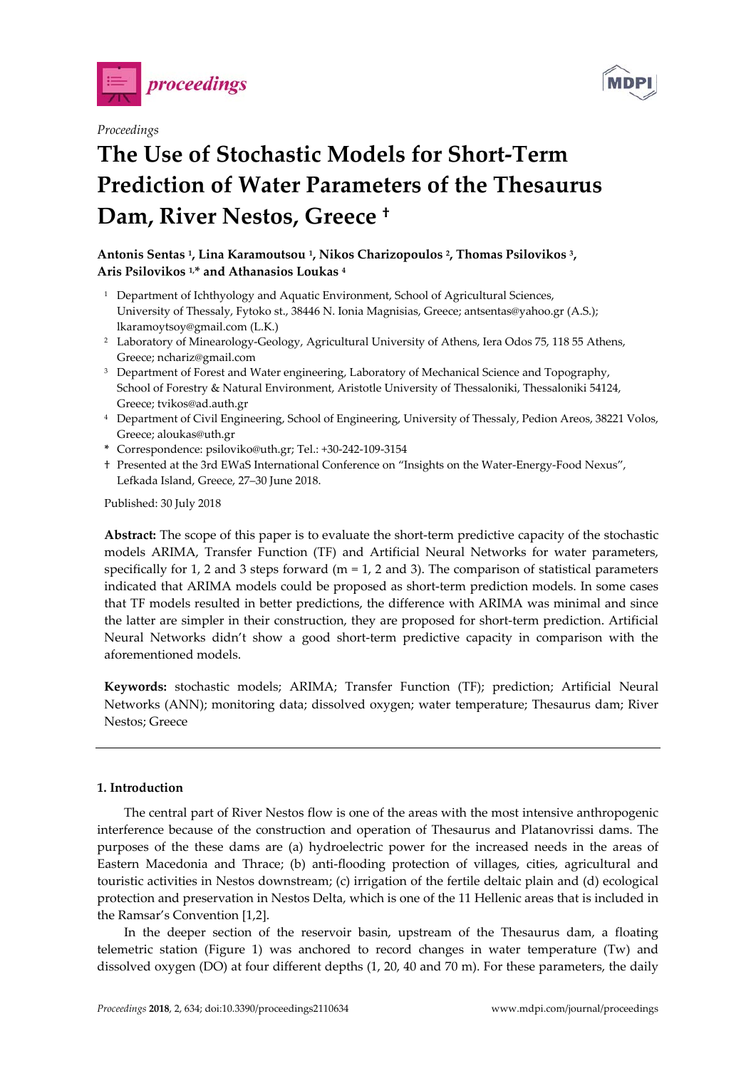*Proceedings*

# The Use of Stochastic Models for Short-Term Prediction of Water Parameters of the Thesaurus Dam, River Nestos, Greece †

**Antonis Sentas [1], Lina Karamoutsou [1], Nikos Charizopoulos [2], Thomas Psilovikos [3], Aris Psilovikos [1,*] and Athanasios Loukas [4]**

[1] Department of Ichthyology and Aquatic Environment, School of Agricultural Sciences, University of Thessaly, Fytoko st., 38446 N. Ionia Magnisias, Greece; antsentas@yahoo.gr (A.S.); lkaramoytsoy@gmail.com (L.K.)

[2] Laboratory of Minearology-Geology, Agricultural University of Athens, Iera Odos 75, 118 55 Athens, Greece; nchariz@gmail.com

[3] Department of Forest and Water engineering, Laboratory of Mechanical Science and Topography, School of Forestry & Natural Environment, Aristotle University of Thessaloniki, Thessaloniki 54124, Greece; tvikos@ad.auth.gr

[4] Department of Civil Engineering, School of Engineering, University of Thessaly, Pedion Areos, 38221 Volos, Greece; aloukas@uth.gr

\* Correspondence: psiloviko@uth.gr; Tel.: +30-242-109-3154

† Presented at the 3rd EWaS International Conference on "Insights on the Water-Energy-Food Nexus", Lefkada Island, Greece, 27–30 June 2018.

Published: 30 July 2018

**Abstract:** The scope of this paper is to evaluate the short-term predictive capacity of the stochastic models ARIMA, Transfer Function (TF) and Artificial Neural Networks for water parameters, specifically for 1, 2 and 3 steps forward (m = 1, 2 and 3). The comparison of statistical parameters indicated that ARIMA models could be proposed as short-term prediction models. In some cases that TF models resulted in better predictions, the difference with ARIMA was minimal and since the latter are simpler in their construction, they are proposed for short-term prediction. Artificial Neural Networks didn't show a good short-term predictive capacity in comparison with the aforementioned models.

**Keywords:** stochastic models; ARIMA; Transfer Function (TF); prediction; Artificial Neural Networks (ANN); monitoring data; dissolved oxygen; water temperature; Thesaurus dam; River Nestos; Greece

## 1. Introduction

The central part of River Nestos flow is one of the areas with the most intensive anthropogenic interference because of the construction and operation of Thesaurus and Platanovrissi dams. The purposes of the these dams are (a) hydroelectric power for the increased needs in the areas of Eastern Macedonia and Thrace; (b) anti-flooding protection of villages, cities, agricultural and touristic activities in Nestos downstream; (c) irrigation of the fertile deltaic plain and (d) ecological protection and preservation in Nestos Delta, which is one of the 11 Hellenic areas that is included in the Ramsar's Convention [1,2].

In the deeper section of the reservoir basin, upstream of the Thesaurus dam, a floating telemetric station (Figure 1) was anchored to record changes in water temperature (Tw) and dissolved oxygen (DO) at four different depths (1, 20, 40 and 70 m). For these parameters, the daily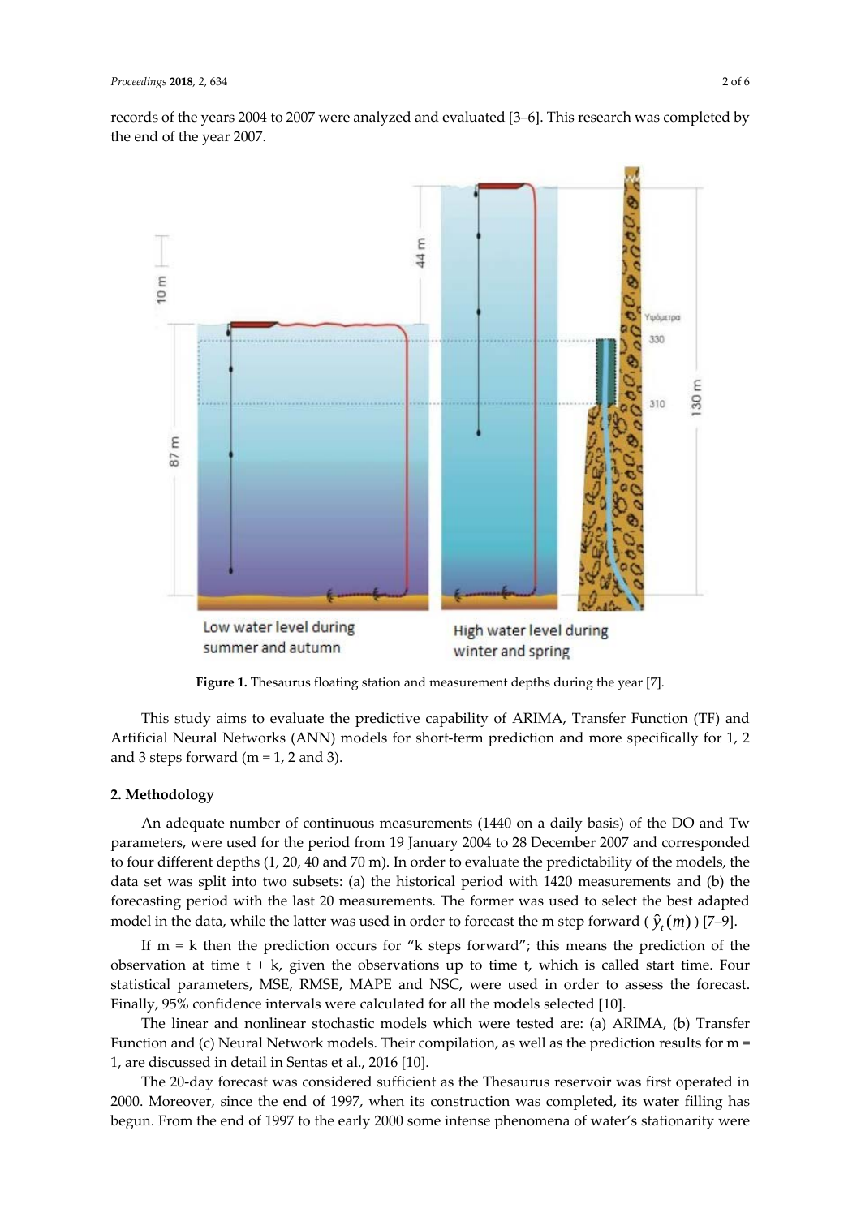records of the years 2004 to 2007 were analyzed and evaluated [3–6]. This research was completed by the end of the year 2007.

**Figure 1.** Thesaurus floating station and measurement depths during the year [7].

This study aims to evaluate the predictive capability of ARIMA, Transfer Function (TF) and Artificial Neural Networks (ANN) models for short-term prediction and more specifically for 1, 2 and 3 steps forward (m = 1, 2 and 3).

## 2. Methodology

An adequate number of continuous measurements (1440 on a daily basis) of the DO and Tw parameters, were used for the period from 19 January 2004 to 28 December 2007 and corresponded to four different depths (1, 20, 40 and 70 m). In order to evaluate the predictability of the models, the data set was split into two subsets: (a) the historical period with 1420 measurements and (b) the forecasting period with the last 20 measurements. The former was used to select the best adapted model in the data, while the latter was used in order to forecast the m step forward ( $\hat{y}_t(m)$ ) [7–9].

If m = k then the prediction occurs for "k steps forward"; this means the prediction of the observation at time t + k, given the observations up to time t, which is called start time. Four statistical parameters, MSE, RMSE, MAPE and NSC, were used in order to assess the forecast. Finally, 95% confidence intervals were calculated for all the models selected [10].

The linear and nonlinear stochastic models which were tested are: (a) ARIMA, (b) Transfer Function and (c) Neural Network models. Their compilation, as well as the prediction results for m = 1, are discussed in detail in Sentas et al., 2016 [10].

The 20-day forecast was considered sufficient as the Thesaurus reservoir was first operated in 2000. Moreover, since the end of 1997, when its construction was completed, its water filling has begun. From the end of 1997 to the early 2000 some intense phenomena of water's stationarity were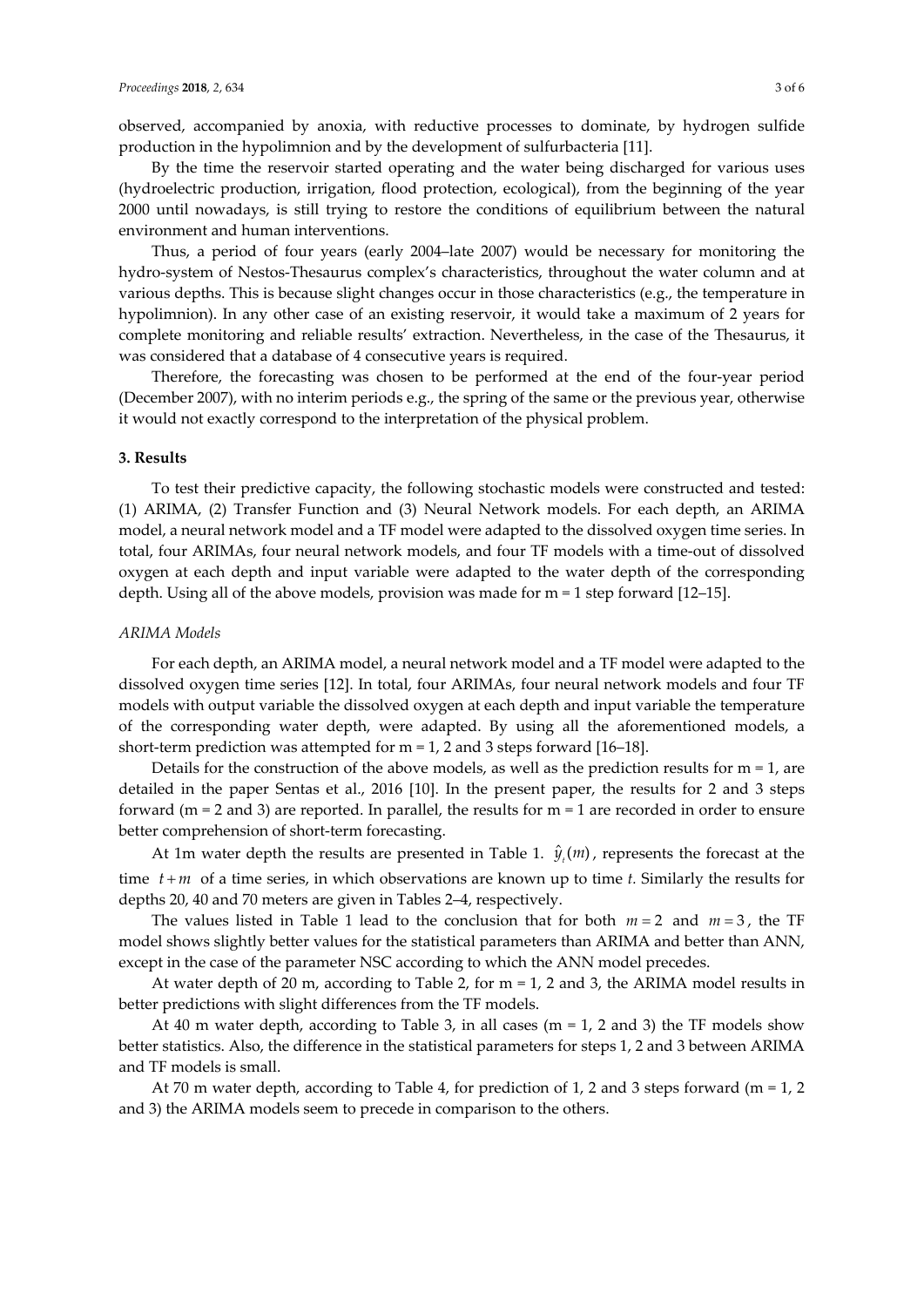observed, accompanied by anoxia, with reductive processes to dominate, by hydrogen sulfide production in the hypolimnion and by the development of sulfurbacteria [11].

By the time the reservoir started operating and the water being discharged for various uses (hydroelectric production, irrigation, flood protection, ecological), from the beginning of the year 2000 until nowadays, is still trying to restore the conditions of equilibrium between the natural environment and human interventions.

Thus, a period of four years (early 2004–late 2007) would be necessary for monitoring the hydro-system of Nestos-Thesaurus complex's characteristics, throughout the water column and at various depths. This is because slight changes occur in those characteristics (e.g., the temperature in hypolimnion). In any other case of an existing reservoir, it would take a maximum of 2 years for complete monitoring and reliable results' extraction. Nevertheless, in the case of the Thesaurus, it was considered that a database of 4 consecutive years is required.

Therefore, the forecasting was chosen to be performed at the end of the four-year period (December 2007), with no interim periods e.g., the spring of the same or the previous year, otherwise it would not exactly correspond to the interpretation of the physical problem.

## 3. Results

To test their predictive capacity, the following stochastic models were constructed and tested: (1) ARIMA, (2) Transfer Function and (3) Neural Network models. For each depth, an ARIMA model, a neural network model and a TF model were adapted to the dissolved oxygen time series. In total, four ARIMAs, four neural network models, and four TF models with a time-out of dissolved oxygen at each depth and input variable were adapted to the water depth of the corresponding depth. Using all of the above models, provision was made for m = 1 step forward [12–15].

### *ARIMA Models*

For each depth, an ARIMA model, a neural network model and a TF model were adapted to the dissolved oxygen time series [12]. In total, four ARIMAs, four neural network models and four TF models with output variable the dissolved oxygen at each depth and input variable the temperature of the corresponding water depth, were adapted. By using all the aforementioned models, a short-term prediction was attempted for m = 1, 2 and 3 steps forward [16–18].

Details for the construction of the above models, as well as the prediction results for m = 1, are detailed in the paper Sentas et al., 2016 [10]. In the present paper, the results for 2 and 3 steps forward (m = 2 and 3) are reported. In parallel, the results for m = 1 are recorded in order to ensure better comprehension of short-term forecasting.

At 1m water depth the results are presented in Table 1. $\hat{y}_t(m)$, represents the forecast at the time $t+m$ of a time series, in which observations are known up to time *t*. Similarly the results for depths 20, 40 and 70 meters are given in Tables 2–4, respectively.

The values listed in Table 1 lead to the conclusion that for both $m=2$ and $m=3$, the TF model shows slightly better values for the statistical parameters than ARIMA and better than ANN, except in the case of the parameter NSC according to which the ANN model precedes.

At water depth of 20 m, according to Table 2, for m = 1, 2 and 3, the ARIMA model results in better predictions with slight differences from the TF models.

At 40 m water depth, according to Table 3, in all cases (m = 1, 2 and 3) the TF models show better statistics. Also, the difference in the statistical parameters for steps 1, 2 and 3 between ARIMA and TF models is small.

At 70 m water depth, according to Table 4, for prediction of 1, 2 and 3 steps forward (m = 1, 2 and 3) the ARIMA models seem to precede in comparison to the others.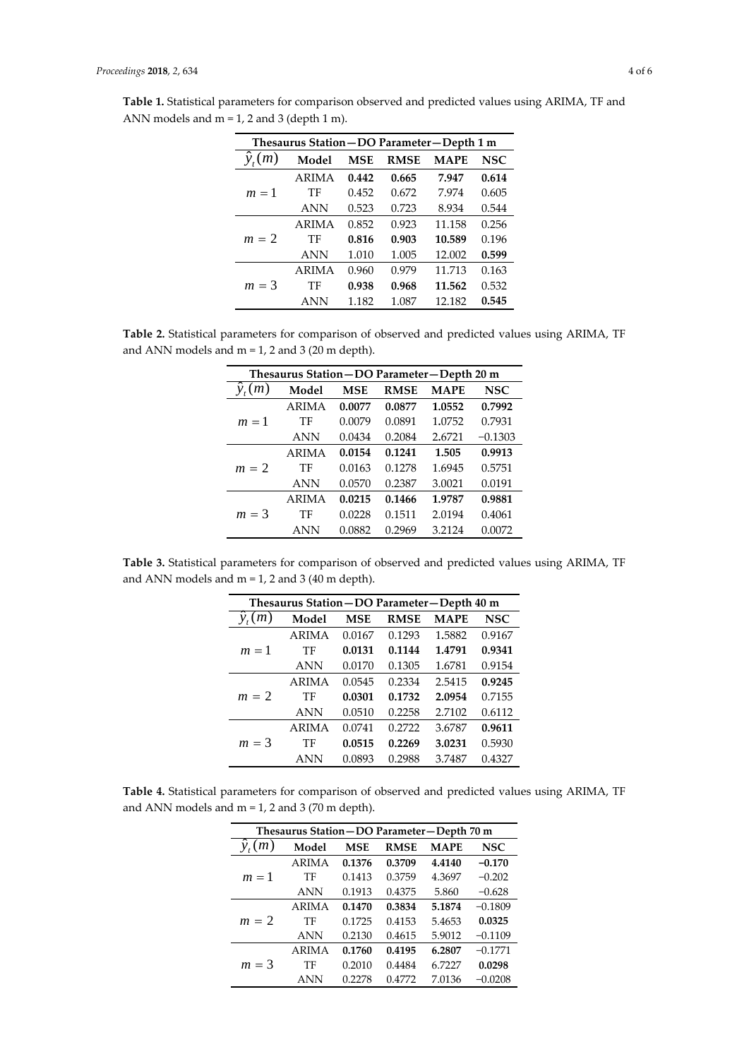**Table 1.** Statistical parameters for comparison observed and predicted values using ARIMA, TF and ANN models and m = 1, 2 and 3 (depth 1 m).

| Thesaurus Station—DO Parameter—Depth 1 m | | | | | |
|---|---|---|---|---|---|
| $\hat{y}_t(m)$ | **Model** | **MSE** | **RMSE** | **MAPE** | **NSC** |
| $m = 1$ | ARIMA | **0.442** | **0.665** | **7.947** | **0.614** |
| | TF | 0.452 | 0.672 | 7.974 | 0.605 |
| | ANN | 0.523 | 0.723 | 8.934 | 0.544 |
| $m = 2$ | ARIMA | 0.852 | 0.923 | 11.158 | 0.256 |
| | TF | **0.816** | **0.903** | **10.589** | 0.196 |
| | ANN | 1.010 | 1.005 | 12.002 | **0.599** |
| $m = 3$ | ARIMA | 0.960 | 0.979 | 11.713 | 0.163 |
| | TF | **0.938** | **0.968** | **11.562** | 0.532 |
| | ANN | 1.182 | 1.087 | 12.182 | **0.545** |

**Table 2.** Statistical parameters for comparison of observed and predicted values using ARIMA, TF and ANN models and m = 1, 2 and 3 (20 m depth).

| Thesaurus Station—DO Parameter—Depth 20 m | | | | | |
|---|---|---|---|---|---|
| $\hat{y}_t(m)$ | **Model** | **MSE** | **RMSE** | **MAPE** | **NSC** |
| $m = 1$ | ARIMA | **0.0077** | **0.0877** | **1.0552** | **0.7992** |
| | TF | 0.0079 | 0.0891 | 1.0752 | 0.7931 |
| | ANN | 0.0434 | 0.2084 | 2.6721 | −0.1303 |
| $m = 2$ | ARIMA | **0.0154** | **0.1241** | **1.505** | **0.9913** |
| | TF | 0.0163 | 0.1278 | 1.6945 | 0.5751 |
| | ANN | 0.0570 | 0.2387 | 3.0021 | 0.0191 |
| $m = 3$ | ARIMA | **0.0215** | **0.1466** | **1.9787** | **0.9881** |
| | TF | 0.0228 | 0.1511 | 2.0194 | 0.4061 |
| | ANN | 0.0882 | 0.2969 | 3.2124 | 0.0072 |

**Table 3.** Statistical parameters for comparison of observed and predicted values using ARIMA, TF and ANN models and m = 1, 2 and 3 (40 m depth).

| Thesaurus Station—DO Parameter—Depth 40 m | | | | | |
|---|---|---|---|---|---|
| $\hat{y}_t(m)$ | **Model** | **MSE** | **RMSE** | **MAPE** | **NSC** |
| $m = 1$ | ARIMA | 0.0167 | 0.1293 | 1.5882 | 0.9167 |
| | TF | **0.0131** | **0.1144** | **1.4791** | **0.9341** |
| | ANN | 0.0170 | 0.1305 | 1.6781 | 0.9154 |
| $m = 2$ | ARIMA | 0.0545 | 0.2334 | 2.5415 | **0.9245** |
| | TF | **0.0301** | **0.1732** | **2.0954** | 0.7155 |
| | ANN | 0.0510 | 0.2258 | 2.7102 | 0.6112 |
| $m = 3$ | ARIMA | 0.0741 | 0.2722 | 3.6787 | **0.9611** |
| | TF | **0.0515** | **0.2269** | **3.0231** | 0.5930 |
| | ANN | 0.0893 | 0.2988 | 3.7487 | 0.4327 |

**Table 4.** Statistical parameters for comparison of observed and predicted values using ARIMA, TF and ANN models and m = 1, 2 and 3 (70 m depth).

| Thesaurus Station—DO Parameter—Depth 70 m | | | | | |
|---|---|---|---|---|---|
| $\hat{y}_t(m)$ | **Model** | **MSE** | **RMSE** | **MAPE** | **NSC** |
| $m = 1$ | ARIMA | **0.1376** | **0.3709** | **4.4140** | **−0.170** |
| | TF | 0.1413 | 0.3759 | 4.3697 | −0.202 |
| | ANN | 0.1913 | 0.4375 | 5.860 | −0.628 |
| $m = 2$ | ARIMA | **0.1470** | **0.3834** | **5.1874** | −0.1809 |
| | TF | 0.1725 | 0.4153 | 5.4653 | **0.0325** |
| | ANN | 0.2130 | 0.4615 | 5.9012 | −0.1109 |
| $m = 3$ | ARIMA | **0.1760** | **0.4195** | **6.2807** | −0.1771 |
| | TF | 0.2010 | 0.4484 | 6.7227 | **0.0298** |
| | ANN | 0.2278 | 0.4772 | 7.0136 | −0.0208 |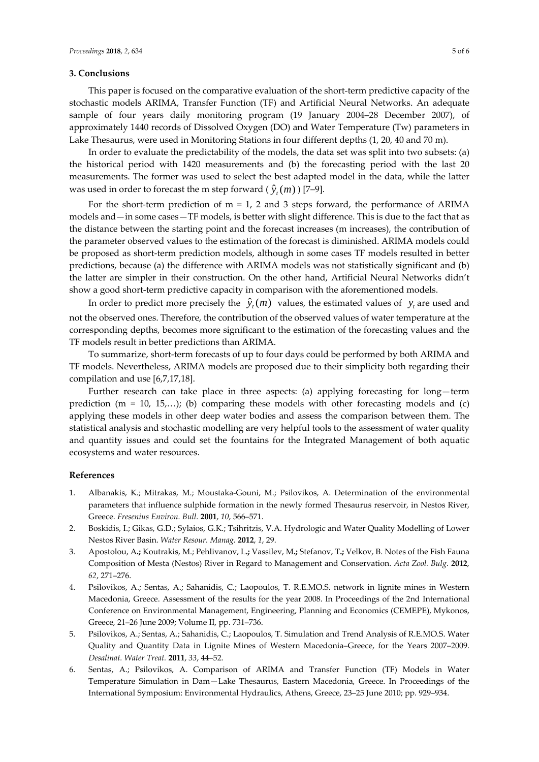## 3. Conclusions

This paper is focused on the comparative evaluation of the short-term predictive capacity of the stochastic models ARIMA, Transfer Function (TF) and Artificial Neural Networks. An adequate sample of four years daily monitoring program (19 January 2004–28 December 2007), of approximately 1440 records of Dissolved Oxygen (DO) and Water Temperature (Tw) parameters in Lake Thesaurus, were used in Monitoring Stations in four different depths (1, 20, 40 and 70 m).

In order to evaluate the predictability of the models, the data set was split into two subsets: (a) the historical period with 1420 measurements and (b) the forecasting period with the last 20 measurements. The former was used to select the best adapted model in the data, while the latter was used in order to forecast the m step forward ( $\hat{y}_t(m)$ ) [7–9].

For the short-term prediction of m = 1, 2 and 3 steps forward, the performance of ARIMA models and—in some cases—TF models, is better with slight difference. This is due to the fact that as the distance between the starting point and the forecast increases (m increases), the contribution of the parameter observed values to the estimation of the forecast is diminished. ARIMA models could be proposed as short-term prediction models, although in some cases TF models resulted in better predictions, because (a) the difference with ARIMA models was not statistically significant and (b) the latter are simpler in their construction. On the other hand, Artificial Neural Networks didn't show a good short-term predictive capacity in comparison with the aforementioned models.

In order to predict more precisely the $\hat{y}_t(m)$ values, the estimated values of $y_t$ are used and not the observed ones. Therefore, the contribution of the observed values of water temperature at the corresponding depths, becomes more significant to the estimation of the forecasting values and the TF models result in better predictions than ARIMA.

To summarize, short-term forecasts of up to four days could be performed by both ARIMA and TF models. Nevertheless, ARIMA models are proposed due to their simplicity both regarding their compilation and use [6,7,17,18].

Further research can take place in three aspects: (a) applying forecasting for long—term prediction (m = 10, 15,…); (b) comparing these models with other forecasting models and (c) applying these models in other deep water bodies and assess the comparison between them. The statistical analysis and stochastic modelling are very helpful tools to the assessment of water quality and quantity issues and could set the fountains for the Integrated Management of both aquatic ecosystems and water resources.

## References

1. Albanakis, K.; Mitrakas, M.; Moustaka-Gouni, M.; Psilovikos, A. Determination of the environmental parameters that influence sulphide formation in the newly formed Thesaurus reservoir, in Nestos River, Greece. *Fresenius Environ. Bull.* **2001**, *10*, 566–571.
2. Boskidis, I.; Gikas, G.D.; Sylaios, G.K.; Tsihritzis, V.A. Hydrologic and Water Quality Modelling of Lower Nestos River Basin. *Water Resour. Manag.* **2012**, *1*, 29.
3. Apostolou, A.; Koutrakis, M.; Pehlivanov, L.; Vassilev, M.; Stefanov, T.; Velkov, B. Notes of the Fish Fauna Composition of Mesta (Nestos) River in Regard to Management and Conservation. *Acta Zool. Bulg*. **2012**, *62*, 271–276.
4. Psilovikos, A.; Sentas, A.; Sahanidis, C.; Laopoulos, T. R.E.MO.S. network in lignite mines in Western Macedonia, Greece. Assessment of the results for the year 2008. In Proceedings of the 2nd International Conference on Environmental Management, Engineering, Planning and Economics (CEMEPE), Mykonos, Greece, 21–26 June 2009; Volume II, pp. 731–736.
5. Psilovikos, A.; Sentas, A.; Sahanidis, C.; Laopoulos, T. Simulation and Trend Analysis of R.E.MO.S. Water Quality and Quantity Data in Lignite Mines of Western Macedonia–Greece, for the Years 2007–2009. *Desalinat. Water Treat.* **2011**, *33*, 44–52.
6. Sentas, A.; Psilovikos, A. Comparison of ARIMA and Transfer Function (TF) Models in Water Temperature Simulation in Dam—Lake Thesaurus, Eastern Macedonia, Greece. In Proceedings of the International Symposium: Environmental Hydraulics, Athens, Greece, 23–25 June 2010; pp. 929–934.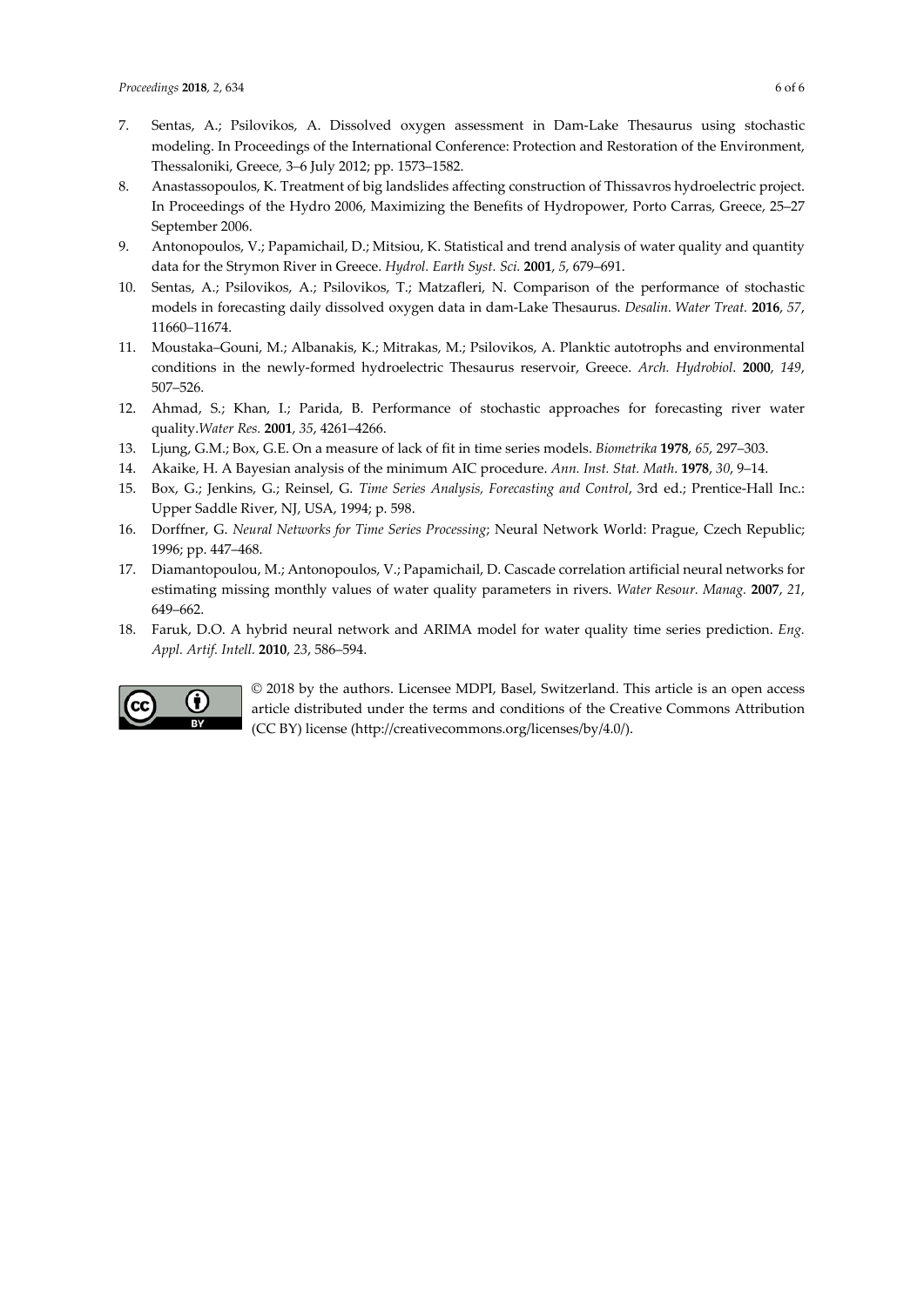7. Sentas, A.; Psilovikos, A. Dissolved oxygen assessment in Dam-Lake Thesaurus using stochastic modeling. In Proceedings of the International Conference: Protection and Restoration of the Environment, Thessaloniki, Greece, 3–6 July 2012; pp. 1573–1582.
8. Anastassopoulos, K. Treatment of big landslides affecting construction of Thissavros hydroelectric project. In Proceedings of the Hydro 2006, Maximizing the Benefits of Hydropower, Porto Carras, Greece, 25–27 September 2006.
9. Antonopoulos, V.; Papamichail, D.; Mitsiou, K. Statistical and trend analysis of water quality and quantity data for the Strymon River in Greece. *Hydrol. Earth Syst. Sci.* **2001**, *5*, 679–691.
10. Sentas, A.; Psilovikos, A.; Psilovikos, T.; Matzafleri, N. Comparison of the performance of stochastic models in forecasting daily dissolved oxygen data in dam-Lake Thesaurus. *Desalin. Water Treat.* **2016**, *57*, 11660–11674.
11. Moustaka–Gouni, M.; Albanakis, K.; Mitrakas, M.; Psilovikos, A. Planktic autotrophs and environmental conditions in the newly-formed hydroelectric Thesaurus reservoir, Greece. *Arch. Hydrobiol*. **2000**, *149*, 507–526.
12. Ahmad, S.; Khan, I.; Parida, B. Performance of stochastic approaches for forecasting river water quality.*Water Res.* **2001**, *35*, 4261–4266.
13. Ljung, G.M.; Box, G.E. On a measure of lack of fit in time series models. *Biometrika* **1978**, *65*, 297–303.
14. Akaike, H. A Bayesian analysis of the minimum AIC procedure. *Ann. Inst. Stat. Math*. **1978**, *30*, 9–14.
15. Box, G.; Jenkins, G.; Reinsel, G. *Time Series Analysis, Forecasting and Control*, 3rd ed.; Prentice-Hall Inc.: Upper Saddle River, NJ, USA, 1994; p. 598.
16. Dorffner, G. *Neural Networks for Time Series Processing*; Neural Network World: Prague, Czech Republic; 1996; pp. 447–468.
17. Diamantopoulou, M.; Antonopoulos, V.; Papamichail, D. Cascade correlation artificial neural networks for estimating missing monthly values of water quality parameters in rivers. *Water Resour. Manag.* **2007**, *21*, 649–662.
18. Faruk, D.O. A hybrid neural network and ARIMA model for water quality time series prediction. *Eng. Appl. Artif. Intell.* **2010**, *23*, 586–594.

© 2018 by the authors. Licensee MDPI, Basel, Switzerland. This article is an open access article distributed under the terms and conditions of the Creative Commons Attribution (CC BY) license (http://creativecommons.org/licenses/by/4.0/).